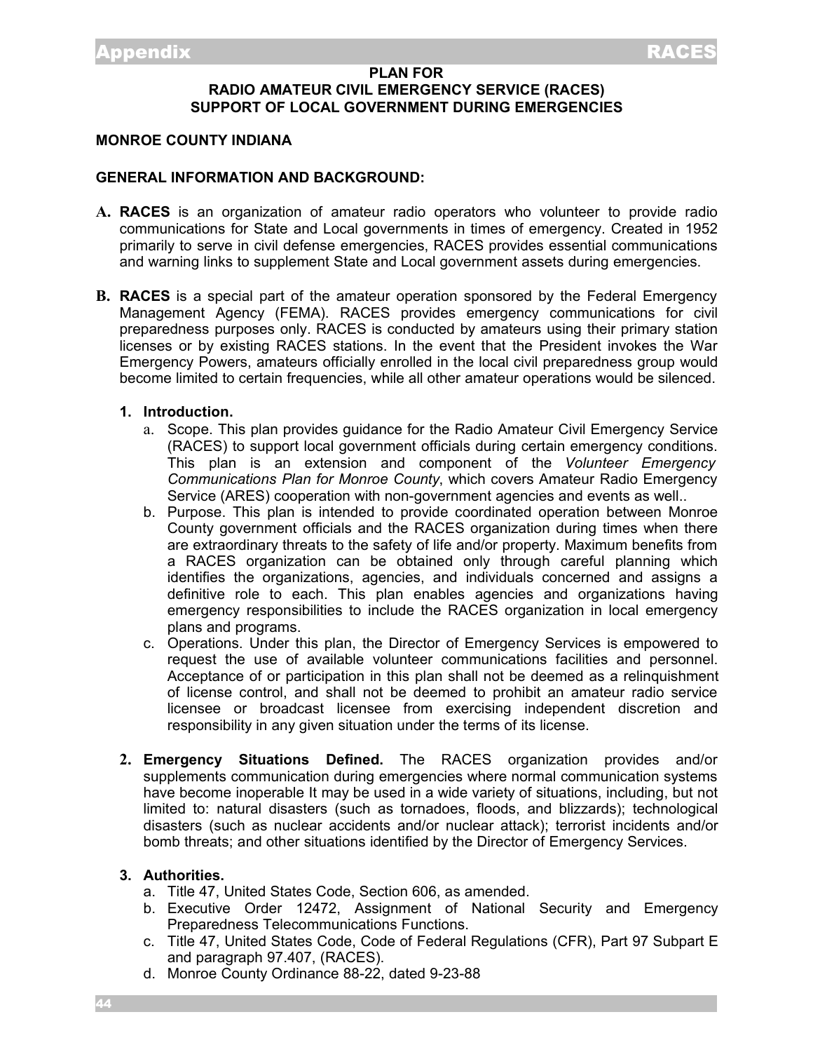# PLAN FOR RADIO AMATEUR CIVIL EMERGENCY SERVICE (RACES) SUPPORT OF LOCAL GOVERNMENT DURING EMERGENCIES

**MONROE COUNTY INDIANA**

## GENERAL INFORMATION AND BACKGROUND:

**A.** **RACES** is an organization of amateur radio operators who volunteer to provide radio communications for State and Local governments in times of emergency. Created in 1952 primarily to serve in civil defense emergencies, RACES provides essential communications and warning links to supplement State and Local government assets during emergencies.

**B.** **RACES** is a special part of the amateur operation sponsored by the Federal Emergency Management Agency (FEMA). RACES provides emergency communications for civil preparedness purposes only. RACES is conducted by amateurs using their primary station licenses or by existing RACES stations. In the event that the President invokes the War Emergency Powers, amateurs officially enrolled in the local civil preparedness group would become limited to certain frequencies, while all other amateur operations would be silenced.

1. **Introduction.**
   a. Scope. This plan provides guidance for the Radio Amateur Civil Emergency Service (RACES) to support local government officials during certain emergency conditions. This plan is an extension and component of the *Volunteer Emergency Communications Plan for Monroe County*, which covers Amateur Radio Emergency Service (ARES) cooperation with non-government agencies and events as well..
   b. Purpose. This plan is intended to provide coordinated operation between Monroe County government officials and the RACES organization during times when there are extraordinary threats to the safety of life and/or property. Maximum benefits from a RACES organization can be obtained only through careful planning which identifies the organizations, agencies, and individuals concerned and assigns a definitive role to each. This plan enables agencies and organizations having emergency responsibilities to include the RACES organization in local emergency plans and programs.
   c. Operations. Under this plan, the Director of Emergency Services is empowered to request the use of available volunteer communications facilities and personnel. Acceptance of or participation in this plan shall not be deemed as a relinquishment of license control, and shall not be deemed to prohibit an amateur radio service licensee or broadcast licensee from exercising independent discretion and responsibility in any given situation under the terms of its license.

2. **Emergency Situations Defined.** The RACES organization provides and/or supplements communication during emergencies where normal communication systems have become inoperable It may be used in a wide variety of situations, including, but not limited to: natural disasters (such as tornadoes, floods, and blizzards); technological disasters (such as nuclear accidents and/or nuclear attack); terrorist incidents and/or bomb threats; and other situations identified by the Director of Emergency Services.

3. **Authorities.**
   a. Title 47, United States Code, Section 606, as amended.
   b. Executive Order 12472, Assignment of National Security and Emergency Preparedness Telecommunications Functions.
   c. Title 47, United States Code, Code of Federal Regulations (CFR), Part 97 Subpart E and paragraph 97.407, (RACES).
   d. Monroe County Ordinance 88-22, dated 9-23-88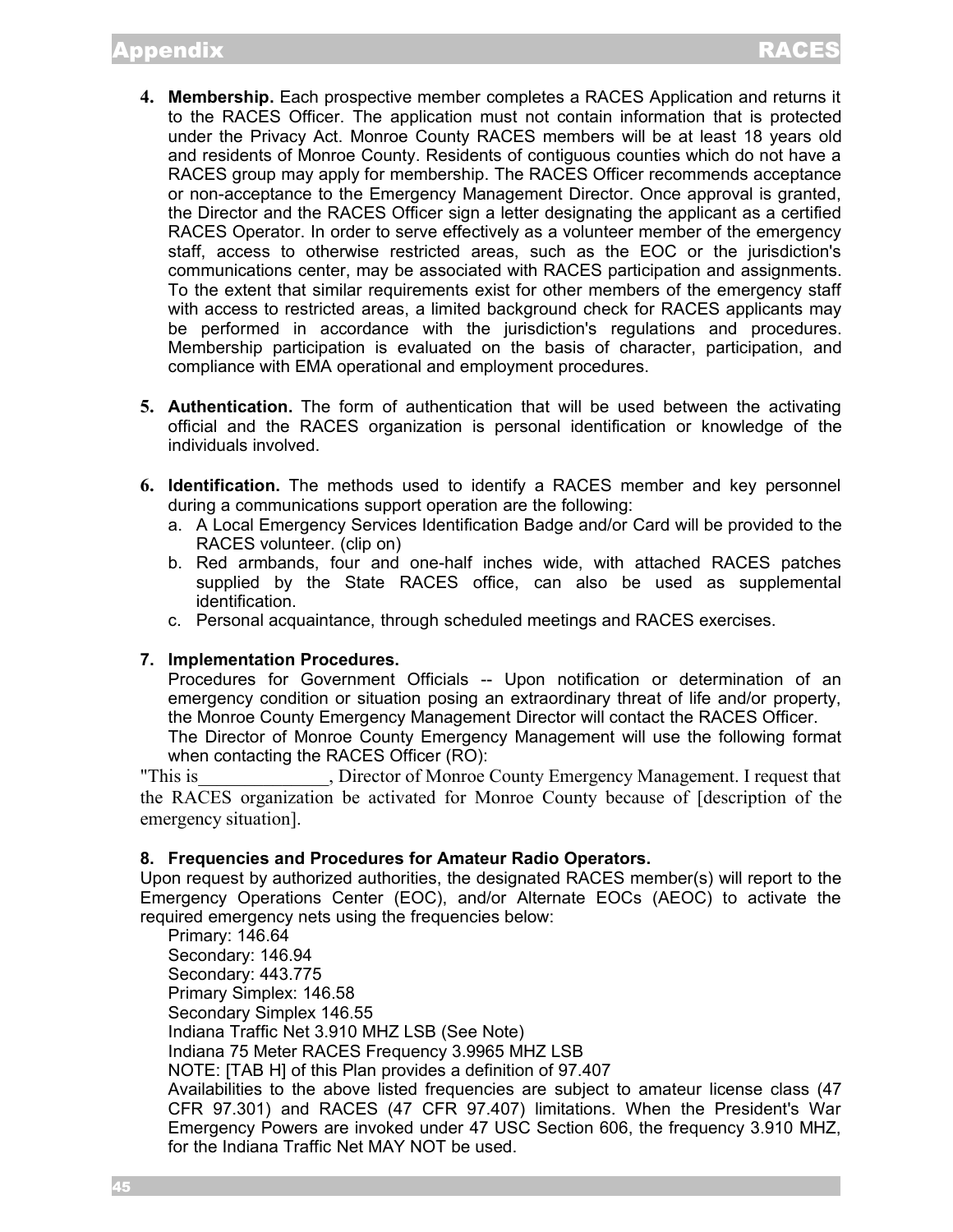4. **Membership.** Each prospective member completes a RACES Application and returns it to the RACES Officer. The application must not contain information that is protected under the Privacy Act. Monroe County RACES members will be at least 18 years old and residents of Monroe County. Residents of contiguous counties which do not have a RACES group may apply for membership. The RACES Officer recommends acceptance or non-acceptance to the Emergency Management Director. Once approval is granted, the Director and the RACES Officer sign a letter designating the applicant as a certified RACES Operator. In order to serve effectively as a volunteer member of the emergency staff, access to otherwise restricted areas, such as the EOC or the jurisdiction's communications center, may be associated with RACES participation and assignments. To the extent that similar requirements exist for other members of the emergency staff with access to restricted areas, a limited background check for RACES applicants may be performed in accordance with the jurisdiction's regulations and procedures. Membership participation is evaluated on the basis of character, participation, and compliance with EMA operational and employment procedures.

5. **Authentication.** The form of authentication that will be used between the activating official and the RACES organization is personal identification or knowledge of the individuals involved.

6. **Identification.** The methods used to identify a RACES member and key personnel during a communications support operation are the following:
   a. A Local Emergency Services Identification Badge and/or Card will be provided to the RACES volunteer. (clip on)
   b. Red armbands, four and one-half inches wide, with attached RACES patches supplied by the State RACES office, can also be used as supplemental identification.
   c. Personal acquaintance, through scheduled meetings and RACES exercises.

7. **Implementation Procedures.**
   Procedures for Government Officials -- Upon notification or determination of an emergency condition or situation posing an extraordinary threat of life and/or property, the Monroe County Emergency Management Director will contact the RACES Officer.
   The Director of Monroe County Emergency Management will use the following format when contacting the RACES Officer (RO):

"This is______________, Director of Monroe County Emergency Management. I request that the RACES organization be activated for Monroe County because of [description of the emergency situation].

8. **Frequencies and Procedures for Amateur Radio Operators.**

Upon request by authorized authorities, the designated RACES member(s) will report to the Emergency Operations Center (EOC), and/or Alternate EOCs (AEOC) to activate the required emergency nets using the frequencies below:

Primary: 146.64
Secondary: 146.94
Secondary: 443.775
Primary Simplex: 146.58
Secondary Simplex 146.55
Indiana Traffic Net 3.910 MHZ LSB (See Note)
Indiana 75 Meter RACES Frequency 3.9965 MHZ LSB
NOTE: [TAB H] of this Plan provides a definition of 97.407
Availabilities to the above listed frequencies are subject to amateur license class (47 CFR 97.301) and RACES (47 CFR 97.407) limitations. When the President's War Emergency Powers are invoked under 47 USC Section 606, the frequency 3.910 MHZ, for the Indiana Traffic Net MAY NOT be used.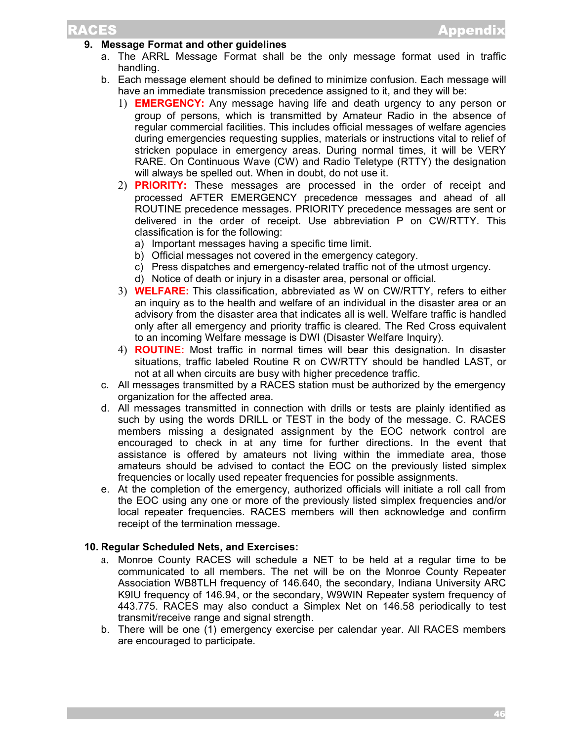## 9. Message Format and other guidelines

a. The ARRL Message Format shall be the only message format used in traffic handling.

b. Each message element should be defined to minimize confusion. Each message will have an immediate transmission precedence assigned to it, and they will be:

   1) **EMERGENCY:** Any message having life and death urgency to any person or group of persons, which is transmitted by Amateur Radio in the absence of regular commercial facilities. This includes official messages of welfare agencies during emergencies requesting supplies, materials or instructions vital to relief of stricken populace in emergency areas. During normal times, it will be VERY RARE. On Continuous Wave (CW) and Radio Teletype (RTTY) the designation will always be spelled out. When in doubt, do not use it.

   2) **PRIORITY:** These messages are processed in the order of receipt and processed AFTER EMERGENCY precedence messages and ahead of all ROUTINE precedence messages. PRIORITY precedence messages are sent or delivered in the order of receipt. Use abbreviation P on CW/RTTY. This classification is for the following:
      a) Important messages having a specific time limit.
      b) Official messages not covered in the emergency category.
      c) Press dispatches and emergency-related traffic not of the utmost urgency.
      d) Notice of death or injury in a disaster area, personal or official.

   3) **WELFARE:** This classification, abbreviated as W on CW/RTTY, refers to either an inquiry as to the health and welfare of an individual in the disaster area or an advisory from the disaster area that indicates all is well. Welfare traffic is handled only after all emergency and priority traffic is cleared. The Red Cross equivalent to an incoming Welfare message is DWI (Disaster Welfare Inquiry).

   4) **ROUTINE:** Most traffic in normal times will bear this designation. In disaster situations, traffic labeled Routine R on CW/RTTY should be handled LAST, or not at all when circuits are busy with higher precedence traffic.

c. All messages transmitted by a RACES station must be authorized by the emergency organization for the affected area.

d. All messages transmitted in connection with drills or tests are plainly identified as such by using the words DRILL or TEST in the body of the message. C. RACES members missing a designated assignment by the EOC network control are encouraged to check in at any time for further directions. In the event that assistance is offered by amateurs not living within the immediate area, those amateurs should be advised to contact the EOC on the previously listed simplex frequencies or locally used repeater frequencies for possible assignments.

e. At the completion of the emergency, authorized officials will initiate a roll call from the EOC using any one or more of the previously listed simplex frequencies and/or local repeater frequencies. RACES members will then acknowledge and confirm receipt of the termination message.

## 10. Regular Scheduled Nets, and Exercises:

a. Monroe County RACES will schedule a NET to be held at a regular time to be communicated to all members. The net will be on the Monroe County Repeater Association WB8TLH frequency of 146.640, the secondary, Indiana University ARC K9IU frequency of 146.94, or the secondary, W9WIN Repeater system frequency of 443.775. RACES may also conduct a Simplex Net on 146.58 periodically to test transmit/receive range and signal strength.

b. There will be one (1) emergency exercise per calendar year. All RACES members are encouraged to participate.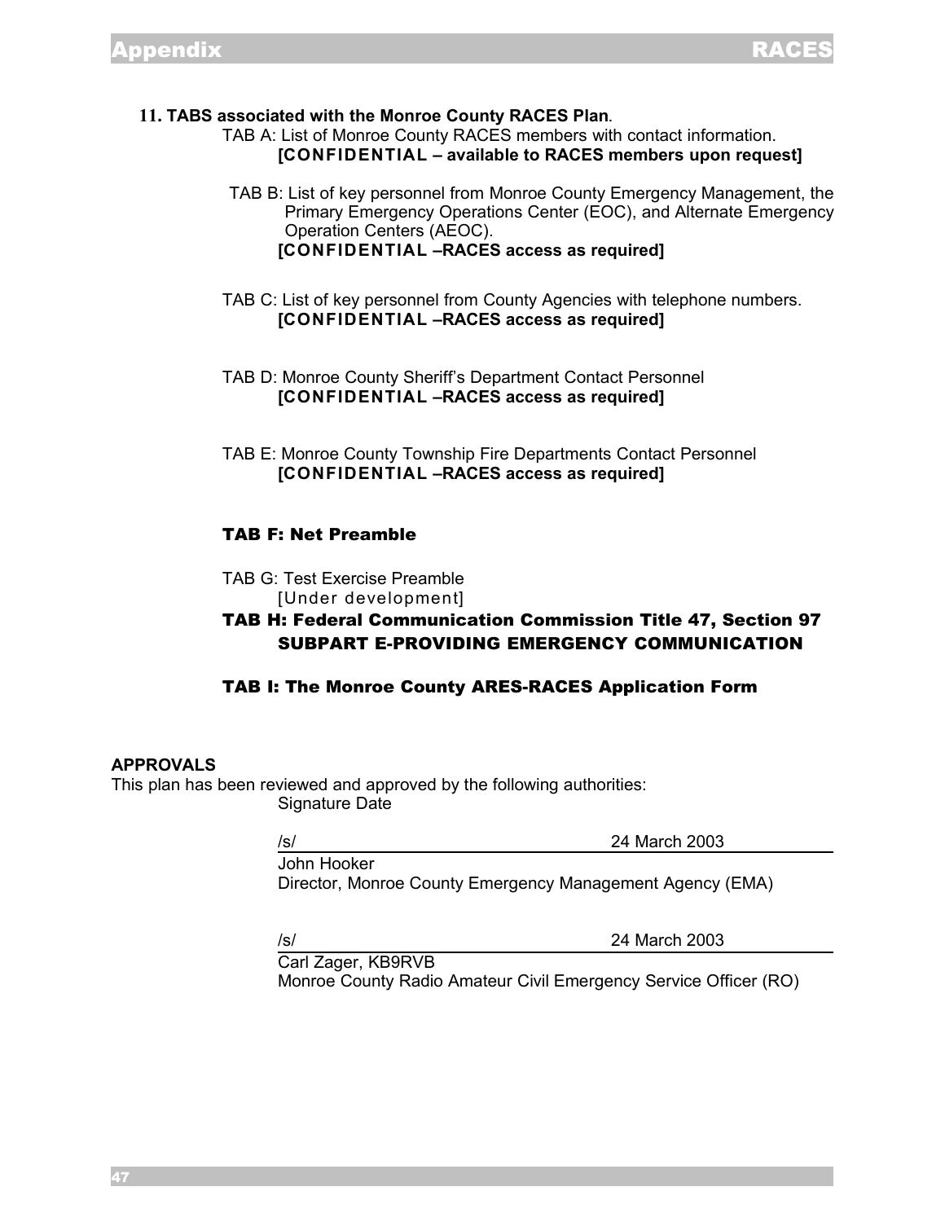**11. TABS associated with the Monroe County RACES Plan**.

TAB A: List of Monroe County RACES members with contact information.
**[CONFIDENTIAL – available to RACES members upon request]**

TAB B: List of key personnel from Monroe County Emergency Management, the Primary Emergency Operations Center (EOC), and Alternate Emergency Operation Centers (AEOC).
**[CONFIDENTIAL –RACES access as required]**

TAB C: List of key personnel from County Agencies with telephone numbers.
**[CONFIDENTIAL –RACES access as required]**

TAB D: Monroe County Sheriff's Department Contact Personnel
**[CONFIDENTIAL –RACES access as required]**

TAB E: Monroe County Township Fire Departments Contact Personnel
**[CONFIDENTIAL –RACES access as required]**

**TAB F: Net Preamble**

TAB G: Test Exercise Preamble
[Under development]

**TAB H: Federal Communication Commission Title 47, Section 97 SUBPART E-PROVIDING EMERGENCY COMMUNICATION**

**TAB I: The Monroe County ARES-RACES Application Form**

**APPROVALS**

This plan has been reviewed and approved by the following authorities:

Signature Date

/s/ 24 March 2003

John Hooker
Director, Monroe County Emergency Management Agency (EMA)

/s/ 24 March 2003

Carl Zager, KB9RVB
Monroe County Radio Amateur Civil Emergency Service Officer (RO)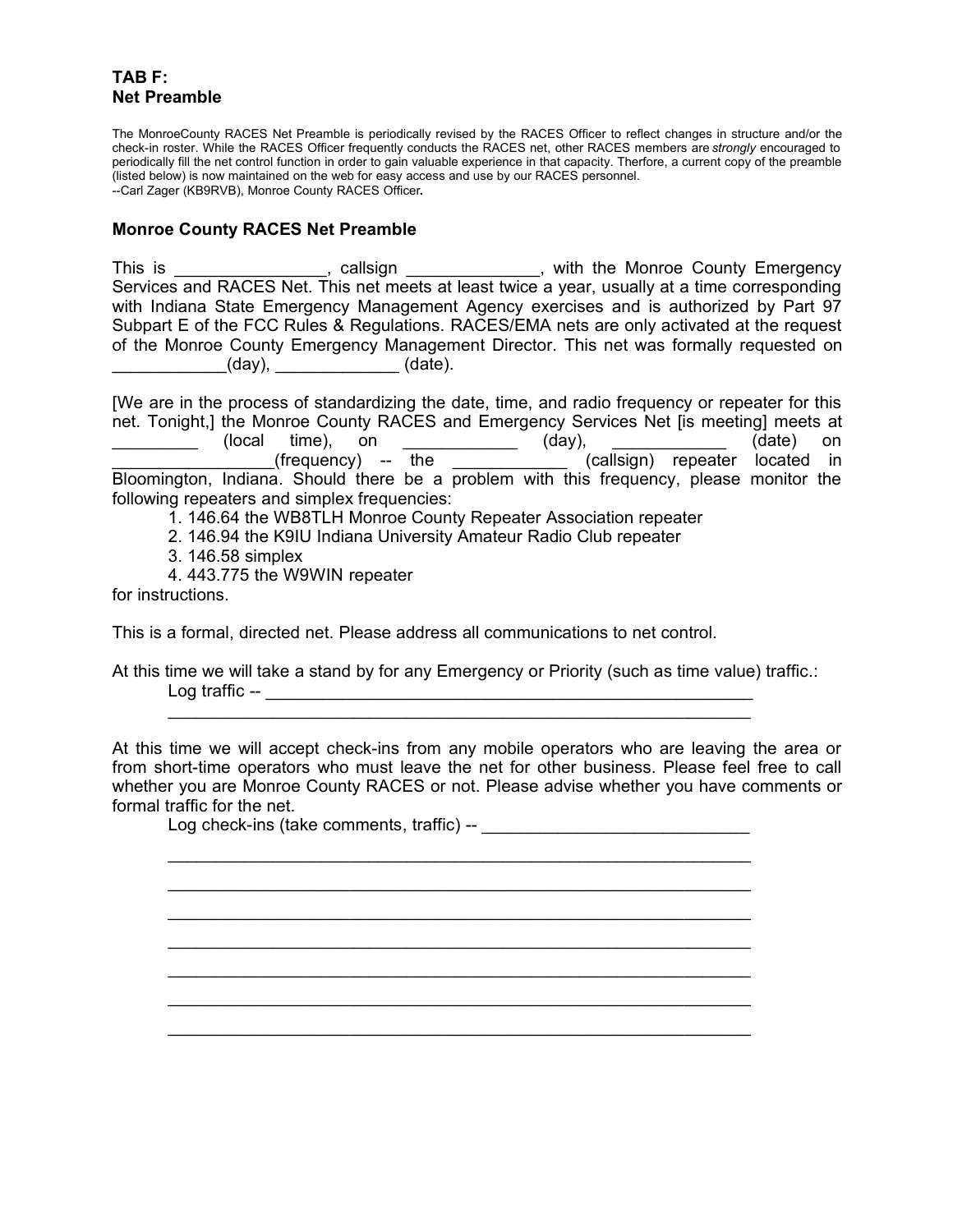## TAB F:
## Net Preamble

The MonroeCounty RACES Net Preamble is periodically revised by the RACES Officer to reflect changes in structure and/or the check-in roster. While the RACES Officer frequently conducts the RACES net, other RACES members are *strongly* encouraged to periodically fill the net control function in order to gain valuable experience in that capacity. Therfore, a current copy of the preamble (listed below) is now maintained on the web for easy access and use by our RACES personnel.
--Carl Zager (KB9RVB), Monroe County RACES Officer**.**

### Monroe County RACES Net Preamble

This is ________________, callsign ______________, with the Monroe County Emergency Services and RACES Net. This net meets at least twice a year, usually at a time corresponding with Indiana State Emergency Management Agency exercises and is authorized by Part 97 Subpart E of the FCC Rules & Regulations. RACES/EMA nets are only activated at the request of the Monroe County Emergency Management Director. This net was formally requested on ____________(day), _____________ (date).

[We are in the process of standardizing the date, time, and radio frequency or repeater for this net. Tonight,] the Monroe County RACES and Emergency Services Net [is meeting] meets at _________ (local time), on ____________ (day), ____________ (date) on ________________(frequency) -- the ____________ (callsign) repeater located in Bloomington, Indiana. Should there be a problem with this frequency, please monitor the following repeaters and simplex frequencies:

1. 146.64 the WB8TLH Monroe County Repeater Association repeater
2. 146.94 the K9IU Indiana University Amateur Radio Club repeater
3. 146.58 simplex
4. 443.775 the W9WIN repeater

for instructions.

This is a formal, directed net. Please address all communications to net control.

At this time we will take a stand by for any Emergency or Priority (such as time value) traffic.:

Log traffic -- ____________________________________________________
__________________________________________________________

At this time we will accept check-ins from any mobile operators who are leaving the area or from short-time operators who must leave the net for other business. Please feel free to call whether you are Monroe County RACES or not. Please advise whether you have comments or formal traffic for the net.

Log check-ins (take comments, traffic) -- ___________________________
__________________________________________________________
__________________________________________________________
__________________________________________________________
__________________________________________________________
__________________________________________________________
__________________________________________________________
__________________________________________________________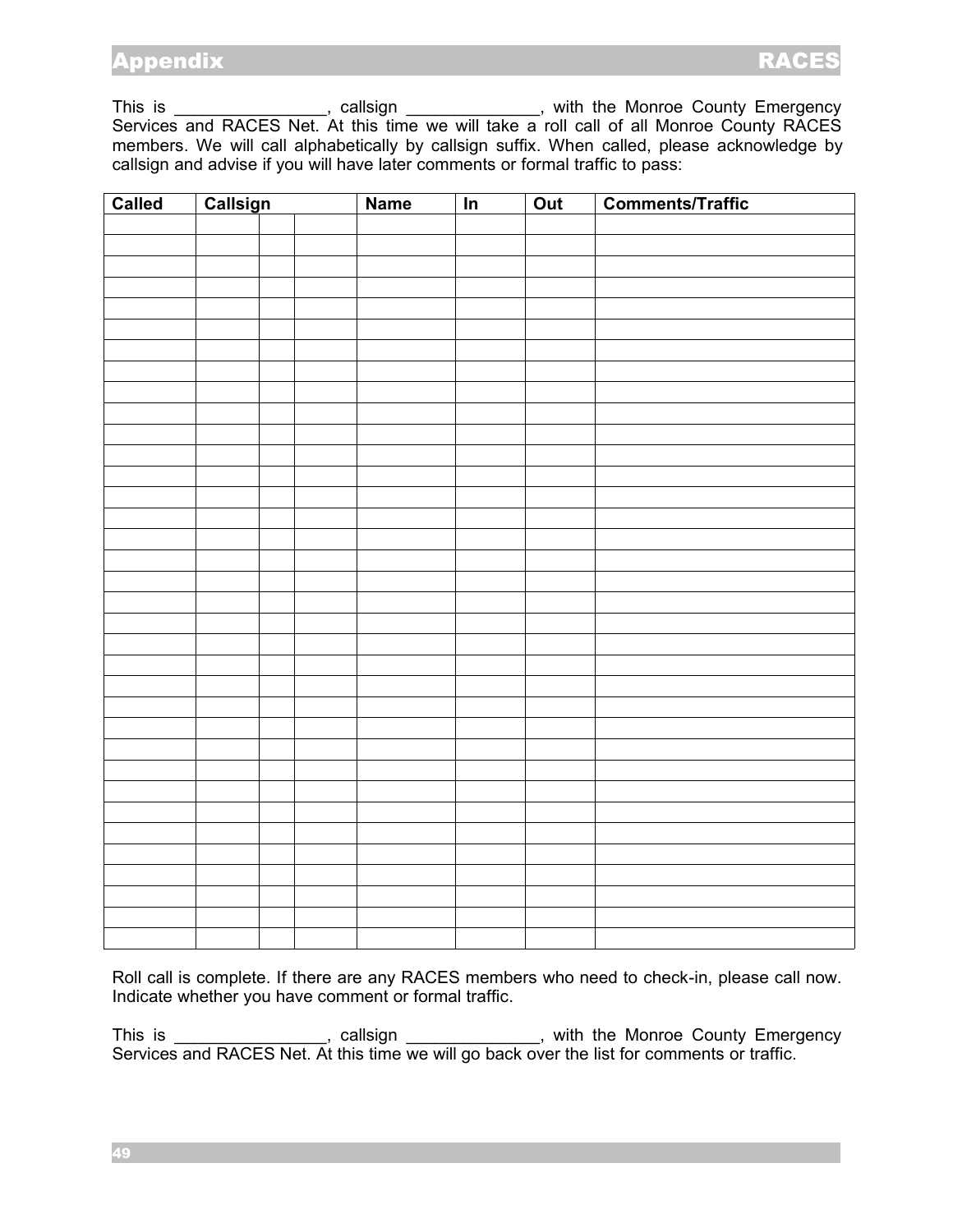This is ________________, callsign ______________, with the Monroe County Emergency Services and RACES Net. At this time we will take a roll call of all Monroe County RACES members. We will call alphabetically by callsign suffix. When called, please acknowledge by callsign and advise if you will have later comments or formal traffic to pass:

| Called | Callsign | | | Name | In | Out | Comments/Traffic |
|---|---|---|---|---|---|---|---|
| | | | | | | | |
| | | | | | | | |
| | | | | | | | |
| | | | | | | | |
| | | | | | | | |
| | | | | | | | |
| | | | | | | | |
| | | | | | | | |
| | | | | | | | |
| | | | | | | | |
| | | | | | | | |
| | | | | | | | |
| | | | | | | | |
| | | | | | | | |
| | | | | | | | |
| | | | | | | | |
| | | | | | | | |
| | | | | | | | |
| | | | | | | | |
| | | | | | | | |
| | | | | | | | |
| | | | | | | | |
| | | | | | | | |
| | | | | | | | |
| | | | | | | | |
| | | | | | | | |
| | | | | | | | |
| | | | | | | | |
| | | | | | | | |
| | | | | | | | |
| | | | | | | | |
| | | | | | | | |
| | | | | | | | |
| | | | | | | | |
| | | | | | | | |
| | | | | | | | |

Roll call is complete. If there are any RACES members who need to check-in, please call now. Indicate whether you have comment or formal traffic.

This is ________________, callsign ______________, with the Monroe County Emergency Services and RACES Net. At this time we will go back over the list for comments or traffic.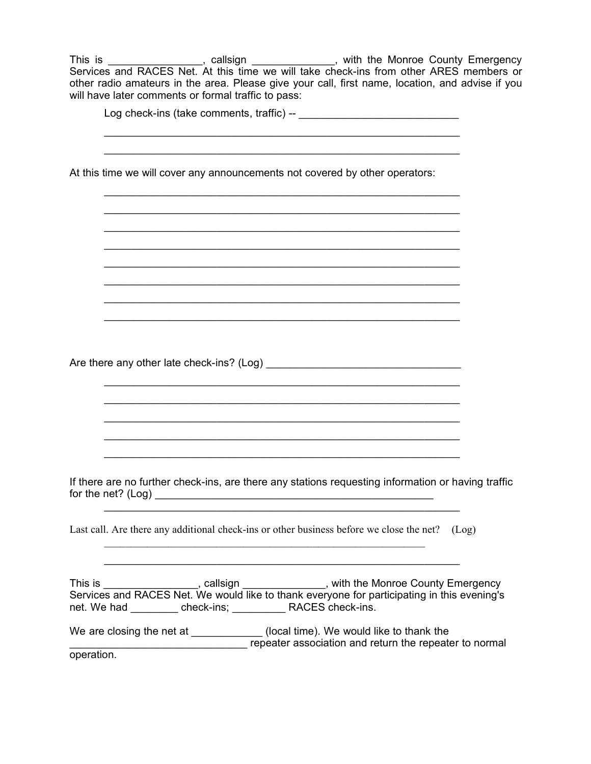This is ________________, callsign ______________, with the Monroe County Emergency Services and RACES Net. At this time we will take check-ins from other ARES members or other radio amateurs in the area. Please give your call, first name, location, and advise if you will have later comments or formal traffic to pass:

Log check-ins (take comments, traffic) -- ___________________________

_______________________________________________________________

_______________________________________________________________

At this time we will cover any announcements not covered by other operators:

_______________________________________________________________

_______________________________________________________________

_______________________________________________________________

_______________________________________________________________

_______________________________________________________________

_______________________________________________________________

_______________________________________________________________

_______________________________________________________________

Are there any other late check-ins? (Log) _________________________________

_______________________________________________________________

_______________________________________________________________

_______________________________________________________________

_______________________________________________________________

_______________________________________________________________

If there are no further check-ins, are there any stations requesting information or having traffic for the net? (Log) _________________________________________________

_______________________________________________________________

Last call. Are there any additional check-ins or other business before we close the net? (Log)

_______________________________________________________________

_______________________________________________________________

This is ________________, callsign ______________, with the Monroe County Emergency Services and RACES Net. We would like to thank everyone for participating in this evening's net. We had ________ check-ins; _________ RACES check-ins.

We are closing the net at ____________ (local time). We would like to thank the ______________________________ repeater association and return the repeater to normal operation.